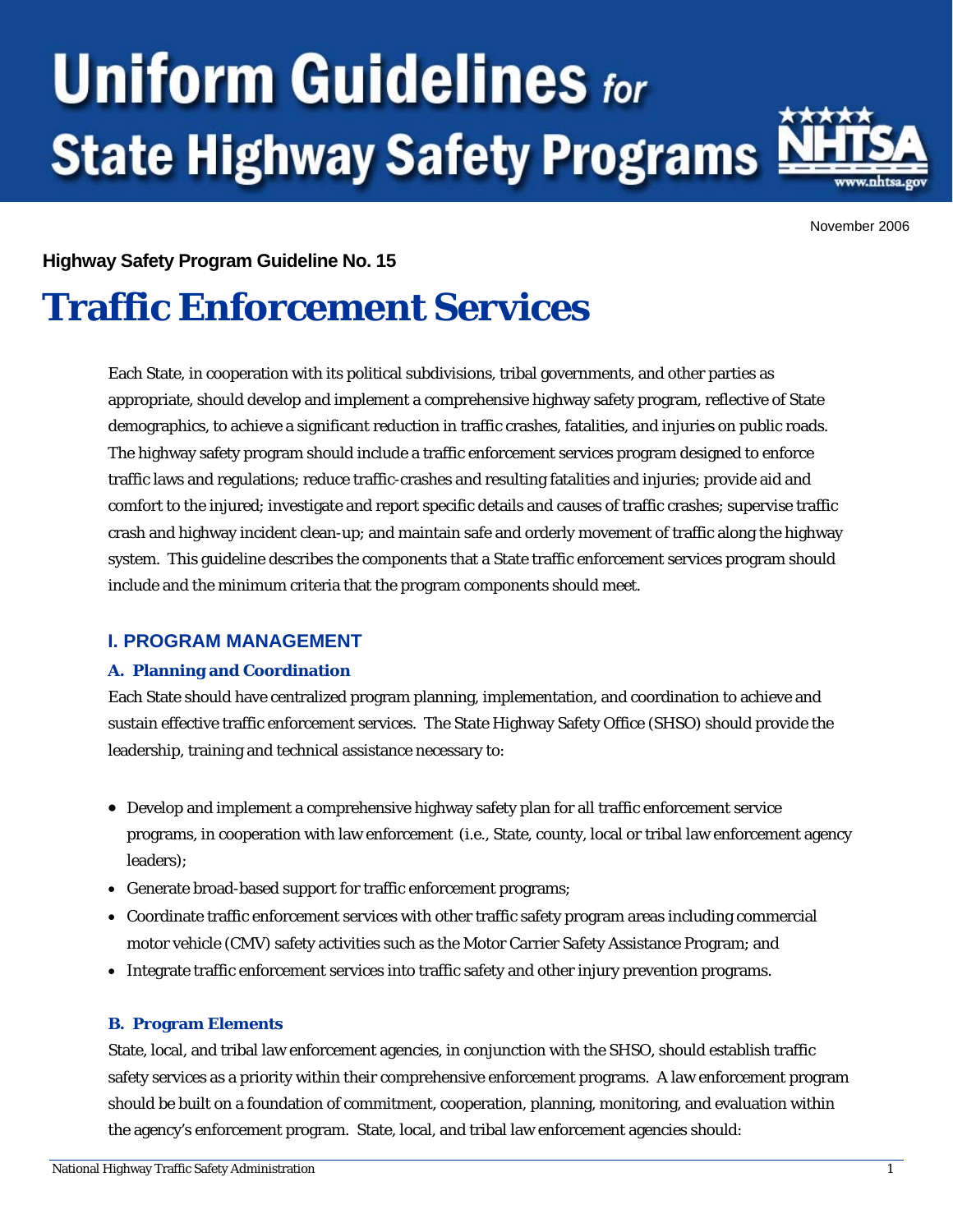# Uniform Guidelines for State Highway Safety Programs

November 2006

**Highway Safety Program Guideline No. 15**

# Traffic Enforcement Services

Each State, in cooperation with its political subdivisions, tribal governments, and other parties as appropriate, should develop and implement a comprehensive highway safety program, reflective of State demographics, to achieve a significant reduction in traffic crashes, fatalities, and injuries on public roads. The highway safety program should include a traffic enforcement services program designed to enforce traffic laws and regulations; reduce traffic-crashes and resulting fatalities and injuries; provide aid and comfort to the injured; investigate and report specific details and causes of traffic crashes; supervise traffic crash and highway incident clean-up; and maintain safe and orderly movement of traffic along the highway system. This guideline describes the components that a State traffic enforcement services program should include and the minimum criteria that the program components should meet.

## I. PROGRAM MANAGEMENT

### A. Planning and Coordination

Each State should have centralized program planning, implementation, and coordination to achieve and sustain effective traffic enforcement services. The State Highway Safety Office (SHSO) should provide the leadership, training and technical assistance necessary to:

- Develop and implement a comprehensive highway safety plan for all traffic enforcement service programs, in cooperation with law enforcement (i.e., State, county, local or tribal law enforcement agency leaders);
- Generate broad-based support for traffic enforcement programs;
- Coordinate traffic enforcement services with other traffic safety program areas including commercial motor vehicle (CMV) safety activities such as the Motor Carrier Safety Assistance Program; and
- Integrate traffic enforcement services into traffic safety and other injury prevention programs.

### B. Program Elements

State, local, and tribal law enforcement agencies, in conjunction with the SHSO, should establish traffic safety services as a priority within their comprehensive enforcement programs. A law enforcement program should be built on a foundation of commitment, cooperation, planning, monitoring, and evaluation within the agency's enforcement program. State, local, and tribal law enforcement agencies should: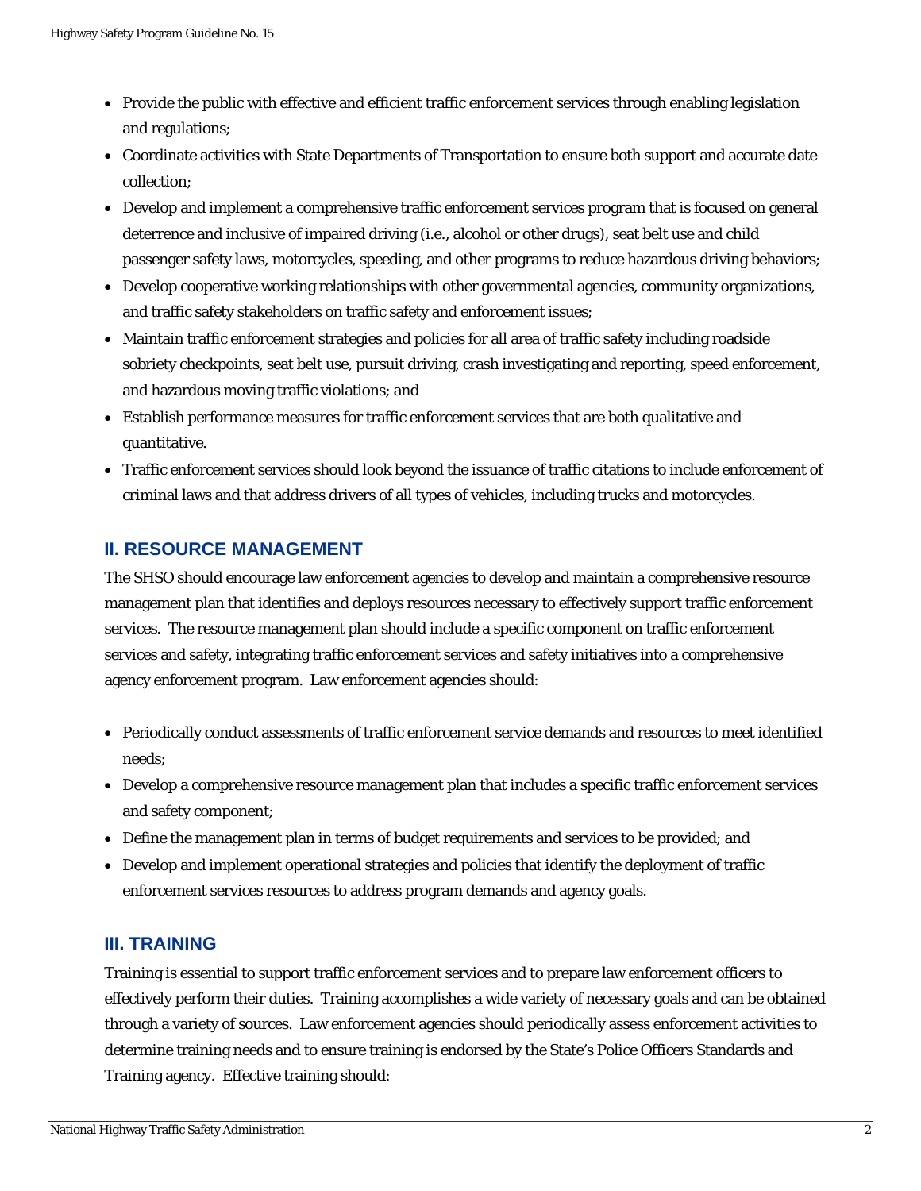- Provide the public with effective and efficient traffic enforcement services through enabling legislation and regulations;
- Coordinate activities with State Departments of Transportation to ensure both support and accurate date collection;
- Develop and implement a comprehensive traffic enforcement services program that is focused on general deterrence and inclusive of impaired driving (i.e., alcohol or other drugs), seat belt use and child passenger safety laws, motorcycles, speeding, and other programs to reduce hazardous driving behaviors;
- Develop cooperative working relationships with other governmental agencies, community organizations, and traffic safety stakeholders on traffic safety and enforcement issues;
- Maintain traffic enforcement strategies and policies for all area of traffic safety including roadside sobriety checkpoints, seat belt use, pursuit driving, crash investigating and reporting, speed enforcement, and hazardous moving traffic violations; and
- Establish performance measures for traffic enforcement services that are both qualitative and quantitative.
- Traffic enforcement services should look beyond the issuance of traffic citations to include enforcement of criminal laws and that address drivers of all types of vehicles, including trucks and motorcycles.

## II. RESOURCE MANAGEMENT

The SHSO should encourage law enforcement agencies to develop and maintain a comprehensive resource management plan that identifies and deploys resources necessary to effectively support traffic enforcement services. The resource management plan should include a specific component on traffic enforcement services and safety, integrating traffic enforcement services and safety initiatives into a comprehensive agency enforcement program. Law enforcement agencies should:

- Periodically conduct assessments of traffic enforcement service demands and resources to meet identified needs;
- Develop a comprehensive resource management plan that includes a specific traffic enforcement services and safety component;
- Define the management plan in terms of budget requirements and services to be provided; and
- Develop and implement operational strategies and policies that identify the deployment of traffic enforcement services resources to address program demands and agency goals.

## III. TRAINING

Training is essential to support traffic enforcement services and to prepare law enforcement officers to effectively perform their duties. Training accomplishes a wide variety of necessary goals and can be obtained through a variety of sources. Law enforcement agencies should periodically assess enforcement activities to determine training needs and to ensure training is endorsed by the State's Police Officers Standards and Training agency. Effective training should: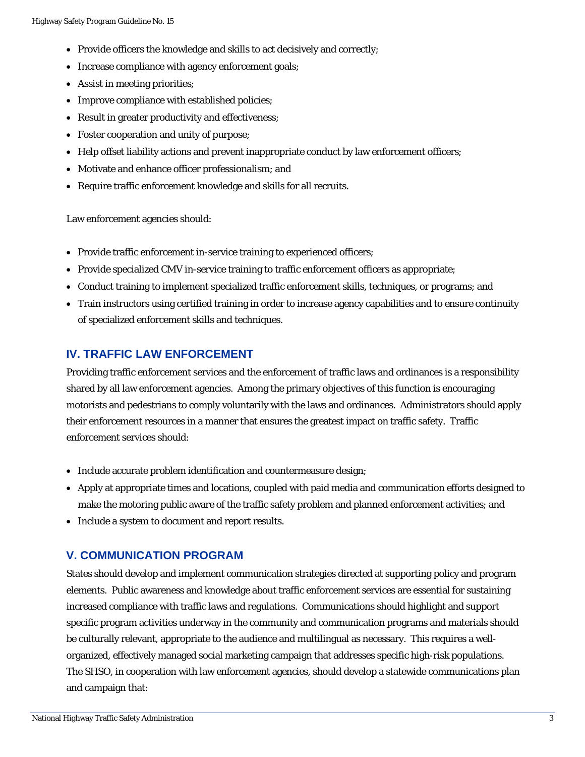- Provide officers the knowledge and skills to act decisively and correctly;
- Increase compliance with agency enforcement goals;
- Assist in meeting priorities;
- Improve compliance with established policies;
- Result in greater productivity and effectiveness;
- Foster cooperation and unity of purpose;
- Help offset liability actions and prevent inappropriate conduct by law enforcement officers;
- Motivate and enhance officer professionalism; and
- Require traffic enforcement knowledge and skills for all recruits.

Law enforcement agencies should:

- Provide traffic enforcement in-service training to experienced officers;
- Provide specialized CMV in-service training to traffic enforcement officers as appropriate;
- Conduct training to implement specialized traffic enforcement skills, techniques, or programs; and
- Train instructors using certified training in order to increase agency capabilities and to ensure continuity of specialized enforcement skills and techniques.

## IV. TRAFFIC LAW ENFORCEMENT

Providing traffic enforcement services and the enforcement of traffic laws and ordinances is a responsibility shared by all law enforcement agencies. Among the primary objectives of this function is encouraging motorists and pedestrians to comply voluntarily with the laws and ordinances. Administrators should apply their enforcement resources in a manner that ensures the greatest impact on traffic safety. Traffic enforcement services should:

- Include accurate problem identification and countermeasure design;
- Apply at appropriate times and locations, coupled with paid media and communication efforts designed to make the motoring public aware of the traffic safety problem and planned enforcement activities; and
- Include a system to document and report results.

## V. COMMUNICATION PROGRAM

States should develop and implement communication strategies directed at supporting policy and program elements. Public awareness and knowledge about traffic enforcement services are essential for sustaining increased compliance with traffic laws and regulations. Communications should highlight and support specific program activities underway in the community and communication programs and materials should be culturally relevant, appropriate to the audience and multilingual as necessary. This requires a well-organized, effectively managed social marketing campaign that addresses specific high-risk populations. The SHSO, in cooperation with law enforcement agencies, should develop a statewide communications plan and campaign that: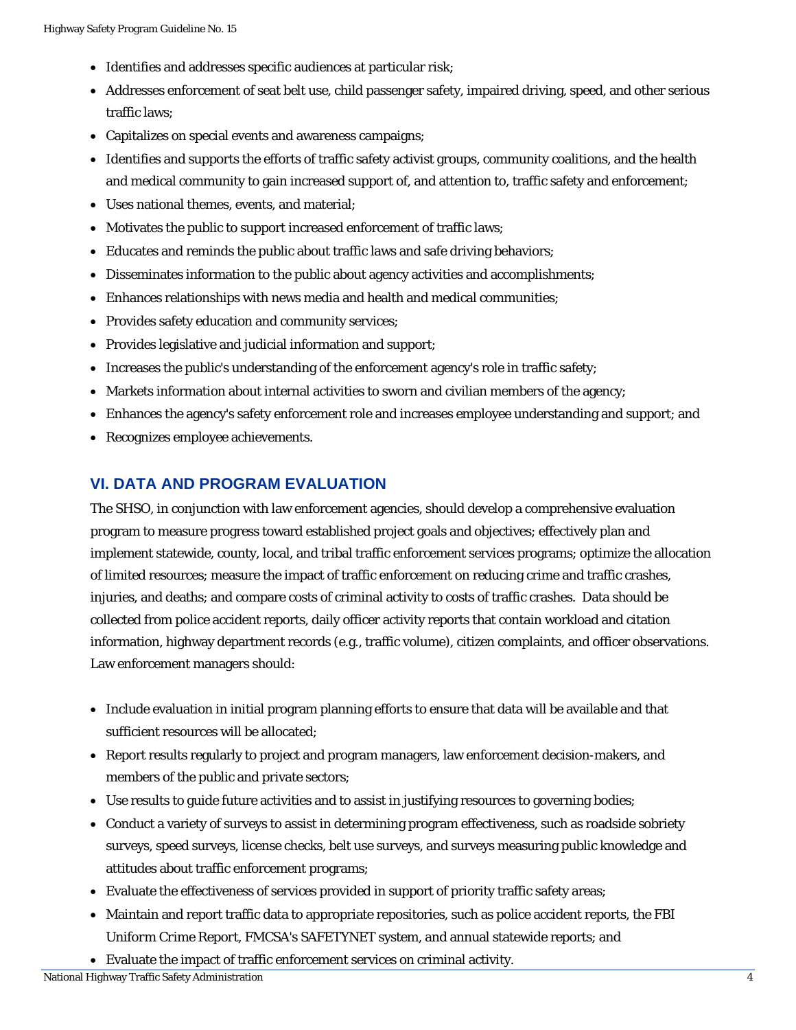- Identifies and addresses specific audiences at particular risk;
- Addresses enforcement of seat belt use, child passenger safety, impaired driving, speed, and other serious traffic laws;
- Capitalizes on special events and awareness campaigns;
- Identifies and supports the efforts of traffic safety activist groups, community coalitions, and the health and medical community to gain increased support of, and attention to, traffic safety and enforcement;
- Uses national themes, events, and material;
- Motivates the public to support increased enforcement of traffic laws;
- Educates and reminds the public about traffic laws and safe driving behaviors;
- Disseminates information to the public about agency activities and accomplishments;
- Enhances relationships with news media and health and medical communities;
- Provides safety education and community services;
- Provides legislative and judicial information and support;
- Increases the public's understanding of the enforcement agency's role in traffic safety;
- Markets information about internal activities to sworn and civilian members of the agency;
- Enhances the agency's safety enforcement role and increases employee understanding and support; and
- Recognizes employee achievements.

## VI. DATA AND PROGRAM EVALUATION

The SHSO, in conjunction with law enforcement agencies, should develop a comprehensive evaluation program to measure progress toward established project goals and objectives; effectively plan and implement statewide, county, local, and tribal traffic enforcement services programs; optimize the allocation of limited resources; measure the impact of traffic enforcement on reducing crime and traffic crashes, injuries, and deaths; and compare costs of criminal activity to costs of traffic crashes. Data should be collected from police accident reports, daily officer activity reports that contain workload and citation information, highway department records (e.g., traffic volume), citizen complaints, and officer observations. Law enforcement managers should:

- Include evaluation in initial program planning efforts to ensure that data will be available and that sufficient resources will be allocated;
- Report results regularly to project and program managers, law enforcement decision-makers, and members of the public and private sectors;
- Use results to guide future activities and to assist in justifying resources to governing bodies;
- Conduct a variety of surveys to assist in determining program effectiveness, such as roadside sobriety surveys, speed surveys, license checks, belt use surveys, and surveys measuring public knowledge and attitudes about traffic enforcement programs;
- Evaluate the effectiveness of services provided in support of priority traffic safety areas;
- Maintain and report traffic data to appropriate repositories, such as police accident reports, the FBI Uniform Crime Report, FMCSA's SAFETYNET system, and annual statewide reports; and
- Evaluate the impact of traffic enforcement services on criminal activity.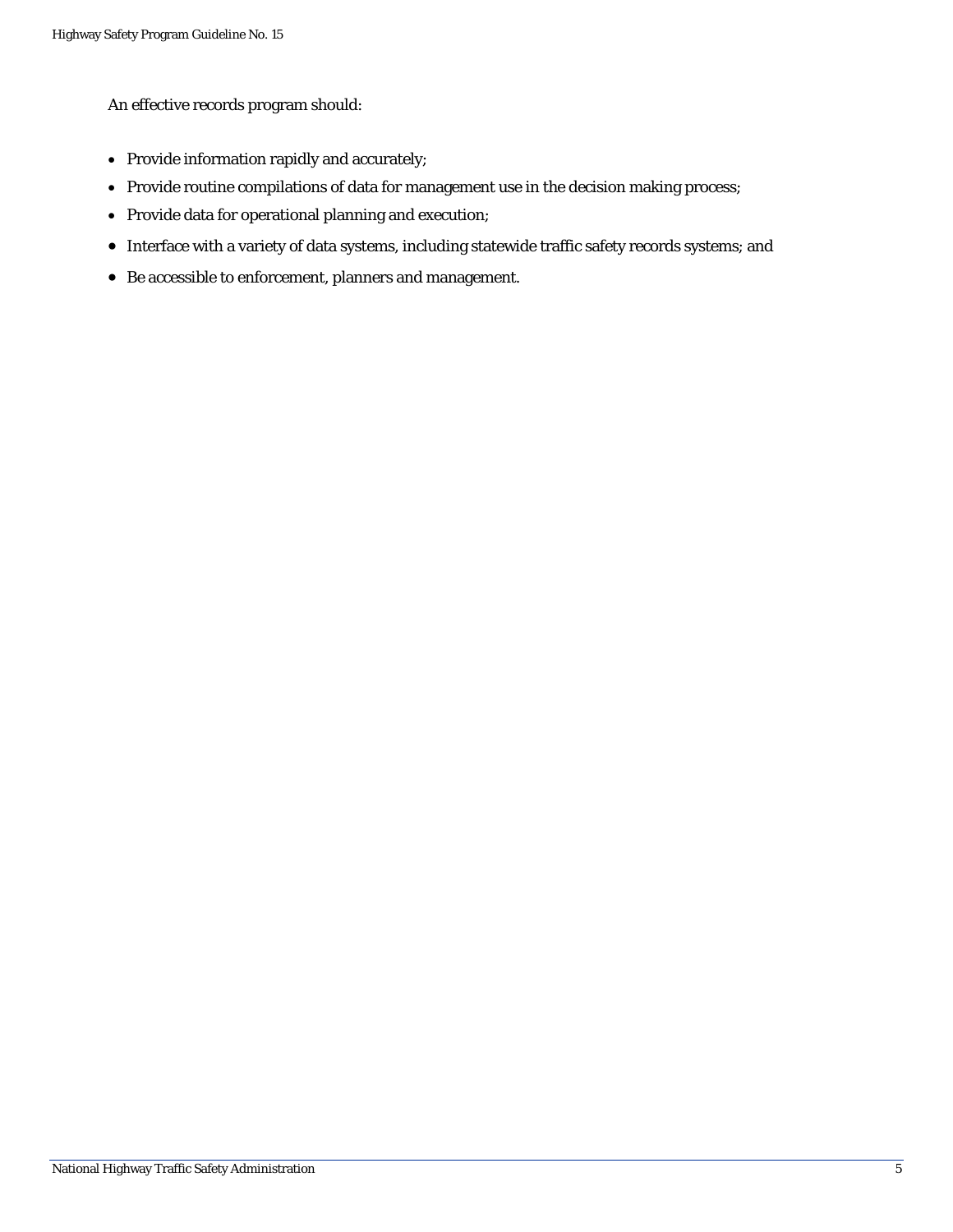An effective records program should:

- Provide information rapidly and accurately;
- Provide routine compilations of data for management use in the decision making process;
- Provide data for operational planning and execution;
- Interface with a variety of data systems, including statewide traffic safety records systems; and
- Be accessible to enforcement, planners and management.